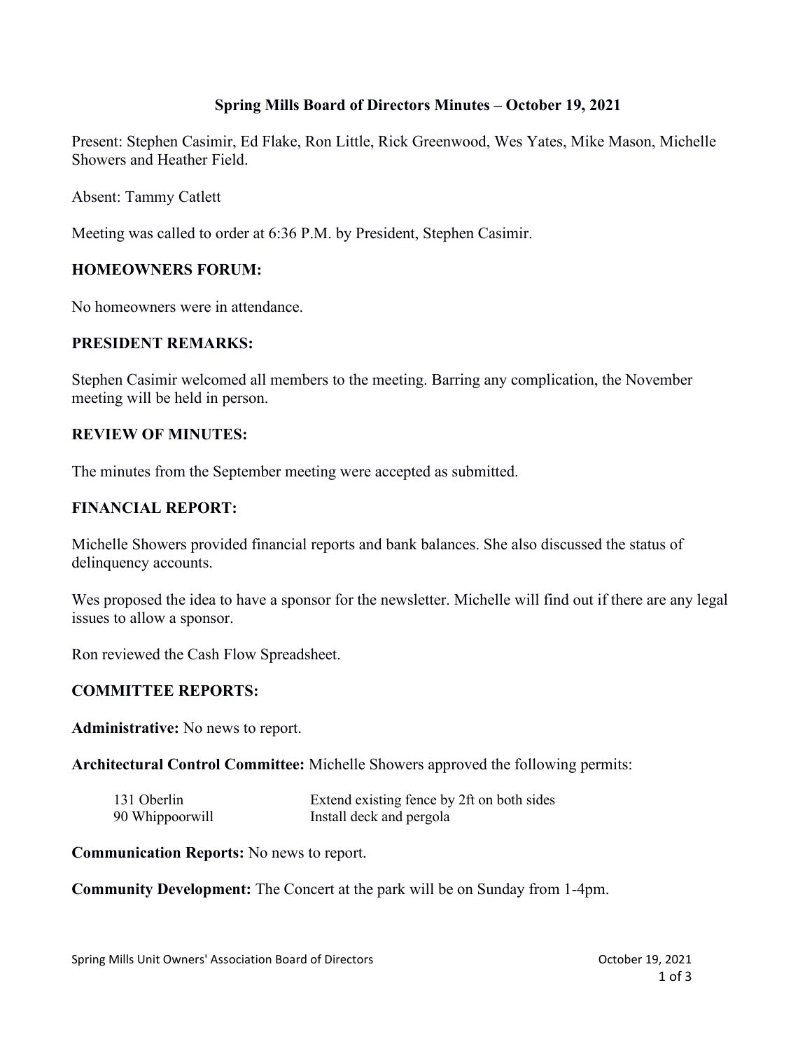# Spring Mills Board of Directors Minutes – October 19, 2021

Present: Stephen Casimir, Ed Flake, Ron Little, Rick Greenwood, Wes Yates, Mike Mason, Michelle Showers and Heather Field.

Absent: Tammy Catlett

Meeting was called to order at 6:36 P.M. by President, Stephen Casimir.

## HOMEOWNERS FORUM:

No homeowners were in attendance.

## PRESIDENT REMARKS:

Stephen Casimir welcomed all members to the meeting. Barring any complication, the November meeting will be held in person.

## REVIEW OF MINUTES:

The minutes from the September meeting were accepted as submitted.

## FINANCIAL REPORT:

Michelle Showers provided financial reports and bank balances. She also discussed the status of delinquency accounts.

Wes proposed the idea to have a sponsor for the newsletter. Michelle will find out if there are any legal issues to allow a sponsor.

Ron reviewed the Cash Flow Spreadsheet.

## COMMITTEE REPORTS:

**Administrative:** No news to report.

**Architectural Control Committee:** Michelle Showers approved the following permits:

| | |
|---|---|
| 131 Oberlin | Extend existing fence by 2ft on both sides |
| 90 Whippoorwill | Install deck and pergola |

**Communication Reports:** No news to report.

**Community Development:** The Concert at the park will be on Sunday from 1-4pm.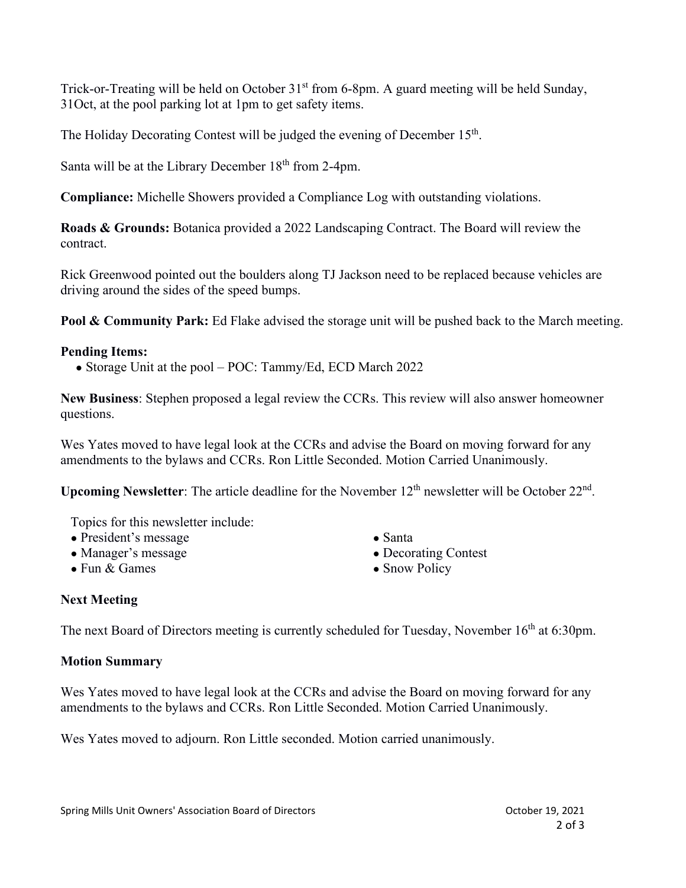Trick-or-Treating will be held on October 31st from 6-8pm. A guard meeting will be held Sunday, 31Oct, at the pool parking lot at 1pm to get safety items.

The Holiday Decorating Contest will be judged the evening of December 15th.

Santa will be at the Library December 18th from 2-4pm.

**Compliance:** Michelle Showers provided a Compliance Log with outstanding violations.

**Roads & Grounds:** Botanica provided a 2022 Landscaping Contract. The Board will review the contract.

Rick Greenwood pointed out the boulders along TJ Jackson need to be replaced because vehicles are driving around the sides of the speed bumps.

**Pool & Community Park:** Ed Flake advised the storage unit will be pushed back to the March meeting.

**Pending Items:**

- Storage Unit at the pool – POC: Tammy/Ed, ECD March 2022

**New Business**: Stephen proposed a legal review the CCRs. This review will also answer homeowner questions.

Wes Yates moved to have legal look at the CCRs and advise the Board on moving forward for any amendments to the bylaws and CCRs. Ron Little Seconded. Motion Carried Unanimously.

**Upcoming Newsletter**: The article deadline for the November 12th newsletter will be October 22nd.

Topics for this newsletter include:

- President's message
- Manager's message
- Fun & Games
- Santa
- Decorating Contest
- Snow Policy

## Next Meeting

The next Board of Directors meeting is currently scheduled for Tuesday, November 16th at 6:30pm.

## Motion Summary

Wes Yates moved to have legal look at the CCRs and advise the Board on moving forward for any amendments to the bylaws and CCRs. Ron Little Seconded. Motion Carried Unanimously.

Wes Yates moved to adjourn. Ron Little seconded. Motion carried unanimously.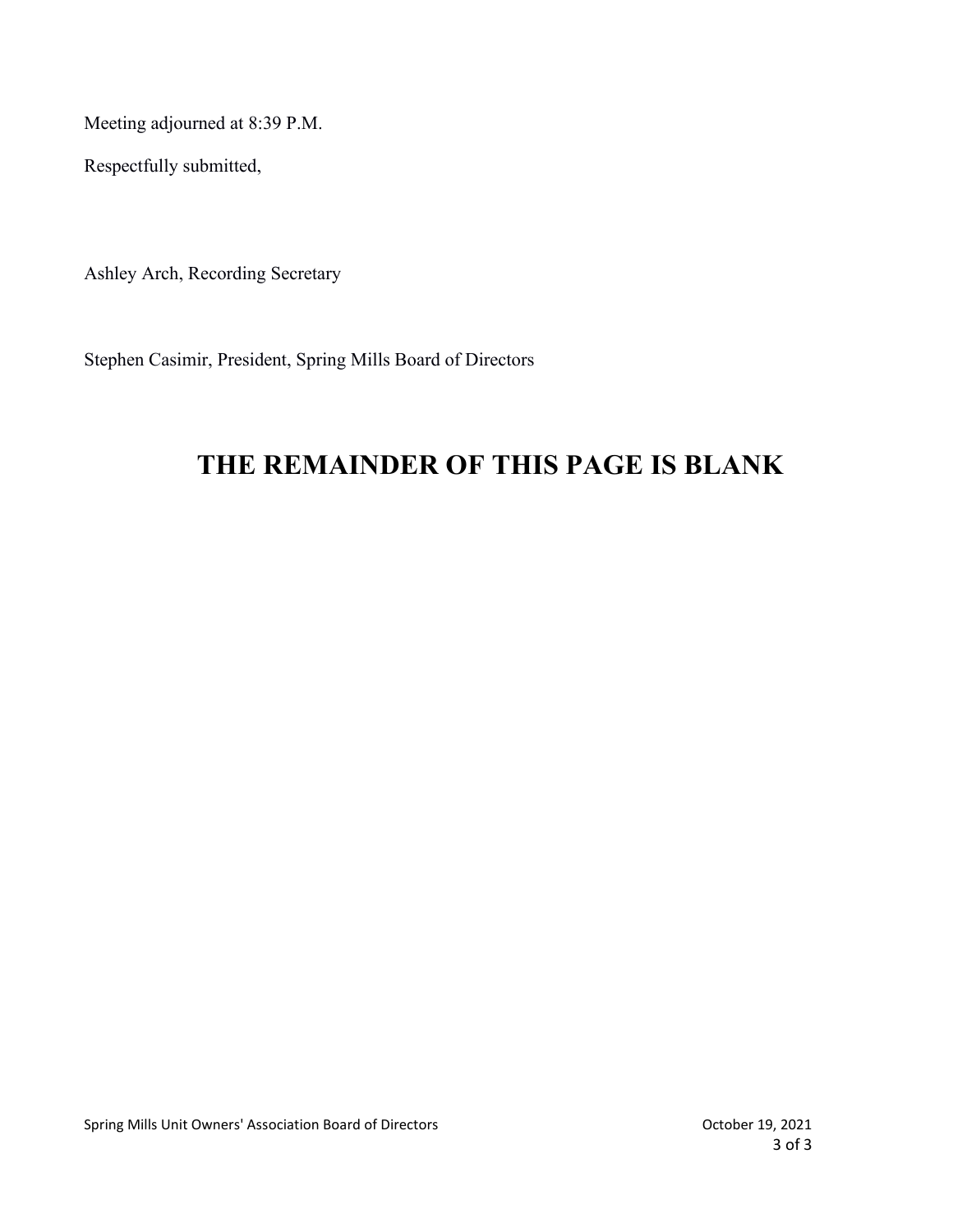Meeting adjourned at 8:39 P.M.

Respectfully submitted,

Ashley Arch, Recording Secretary

Stephen Casimir, President, Spring Mills Board of Directors

# THE REMAINDER OF THIS PAGE IS BLANK